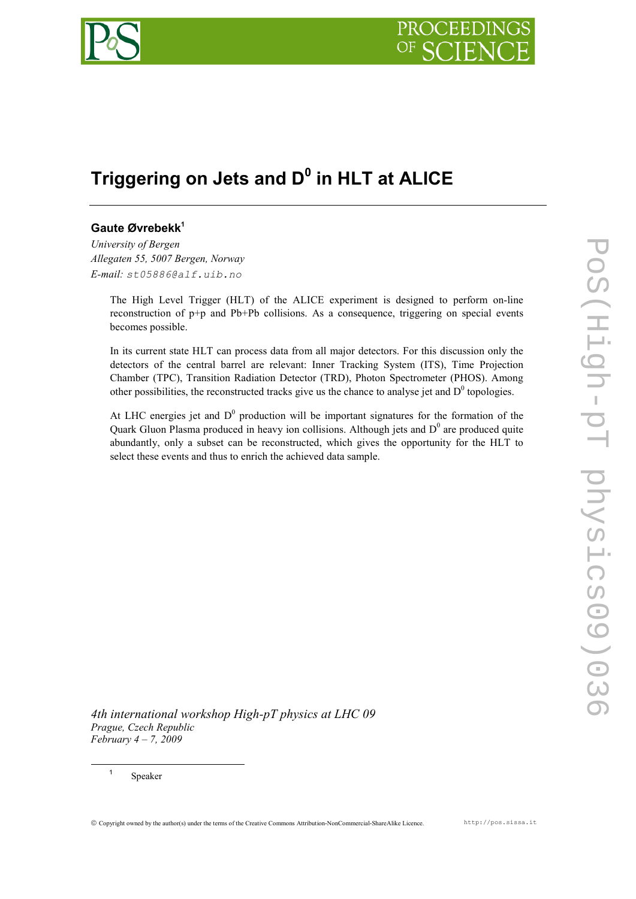# Triggering on Jets and $D^0$ in HLT at ALICE

**Gaute Øvrebekk**[1]

*University of Bergen*
*Allegaten 55, 5007 Bergen, Norway*
*E-mail:* `st05886@alf.uib.no`

The High Level Trigger (HLT) of the ALICE experiment is designed to perform on-line reconstruction of p+p and Pb+Pb collisions. As a consequence, triggering on special events becomes possible.

In its current state HLT can process data from all major detectors. For this discussion only the detectors of the central barrel are relevant: Inner Tracking System (ITS), Time Projection Chamber (TPC), Transition Radiation Detector (TRD), Photon Spectrometer (PHOS). Among other possibilities, the reconstructed tracks give us the chance to analyse jet and $D^0$ topologies.

At LHC energies jet and $D^0$ production will be important signatures for the formation of the Quark Gluon Plasma produced in heavy ion collisions. Although jets and $D^0$ are produced quite abundantly, only a subset can be reconstructed, which gives the opportunity for the HLT to select these events and thus to enrich the achieved data sample.

*4th international workshop High-pT physics at LHC 09*
*Prague, Czech Republic*
*February 4 – 7, 2009*

[1] Speaker

© Copyright owned by the author(s) under the terms of the Creative Commons Attribution-NonCommercial-ShareAlike Licence.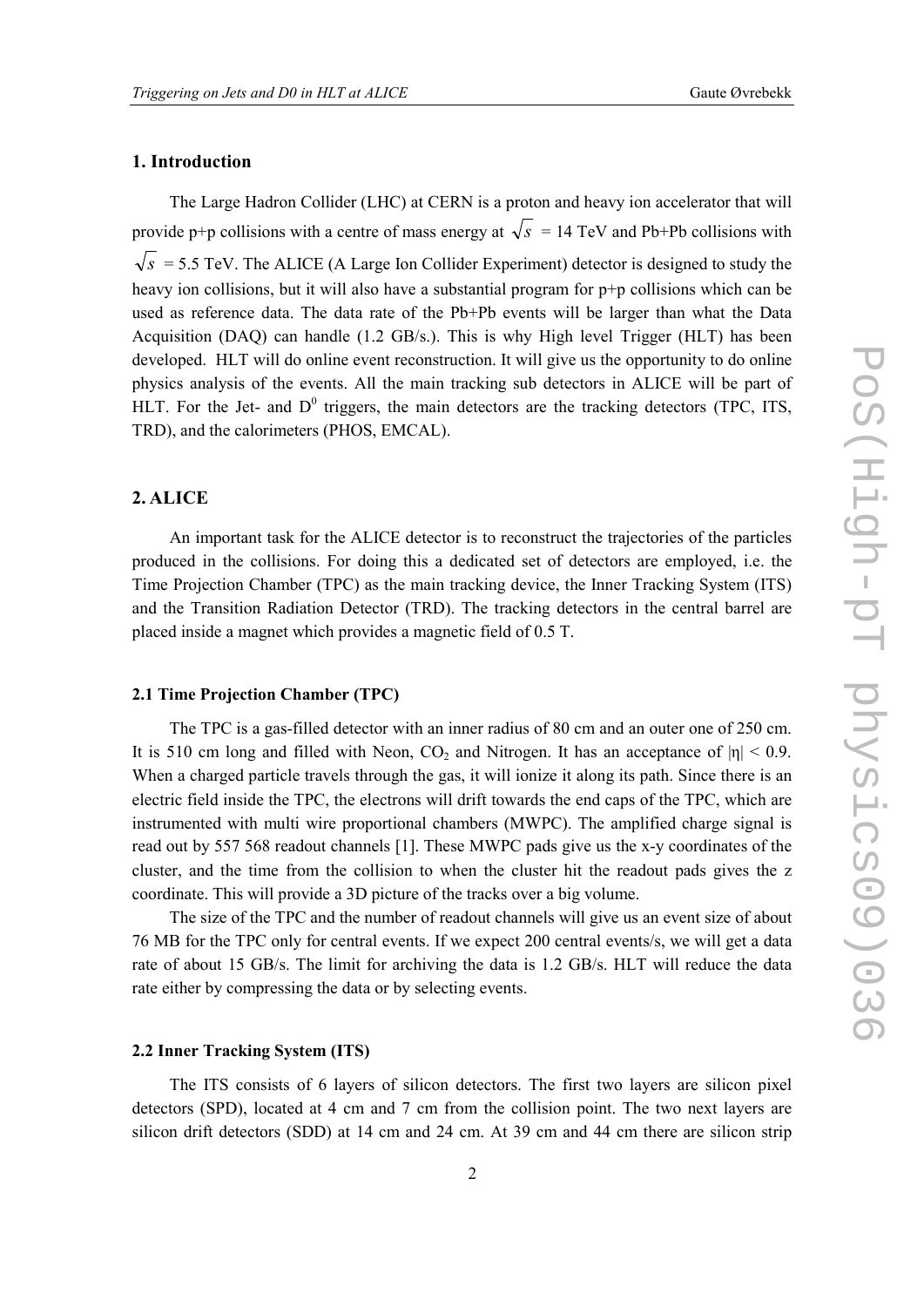## 1. Introduction

The Large Hadron Collider (LHC) at CERN is a proton and heavy ion accelerator that will provide p+p collisions with a centre of mass energy at $\sqrt{s}$ = 14 TeV and Pb+Pb collisions with $\sqrt{s}$ = 5.5 TeV. The ALICE (A Large Ion Collider Experiment) detector is designed to study the heavy ion collisions, but it will also have a substantial program for p+p collisions which can be used as reference data. The data rate of the Pb+Pb events will be larger than what the Data Acquisition (DAQ) can handle (1.2 GB/s.). This is why High level Trigger (HLT) has been developed. HLT will do online event reconstruction. It will give us the opportunity to do online physics analysis of the events. All the main tracking sub detectors in ALICE will be part of HLT. For the Jet- and $D^0$ triggers, the main detectors are the tracking detectors (TPC, ITS, TRD), and the calorimeters (PHOS, EMCAL).

## 2. ALICE

An important task for the ALICE detector is to reconstruct the trajectories of the particles produced in the collisions. For doing this a dedicated set of detectors are employed, i.e. the Time Projection Chamber (TPC) as the main tracking device, the Inner Tracking System (ITS) and the Transition Radiation Detector (TRD). The tracking detectors in the central barrel are placed inside a magnet which provides a magnetic field of 0.5 T.

### 2.1 Time Projection Chamber (TPC)

The TPC is a gas-filled detector with an inner radius of 80 cm and an outer one of 250 cm. It is 510 cm long and filled with Neon, $CO_2$ and Nitrogen. It has an acceptance of $|\eta| < 0.9$. When a charged particle travels through the gas, it will ionize it along its path. Since there is an electric field inside the TPC, the electrons will drift towards the end caps of the TPC, which are instrumented with multi wire proportional chambers (MWPC). The amplified charge signal is read out by 557 568 readout channels [1]. These MWPC pads give us the x-y coordinates of the cluster, and the time from the collision to when the cluster hit the readout pads gives the z coordinate. This will provide a 3D picture of the tracks over a big volume.

The size of the TPC and the number of readout channels will give us an event size of about 76 MB for the TPC only for central events. If we expect 200 central events/s, we will get a data rate of about 15 GB/s. The limit for archiving the data is 1.2 GB/s. HLT will reduce the data rate either by compressing the data or by selecting events.

### 2.2 Inner Tracking System (ITS)

The ITS consists of 6 layers of silicon detectors. The first two layers are silicon pixel detectors (SPD), located at 4 cm and 7 cm from the collision point. The two next layers are silicon drift detectors (SDD) at 14 cm and 24 cm. At 39 cm and 44 cm there are silicon strip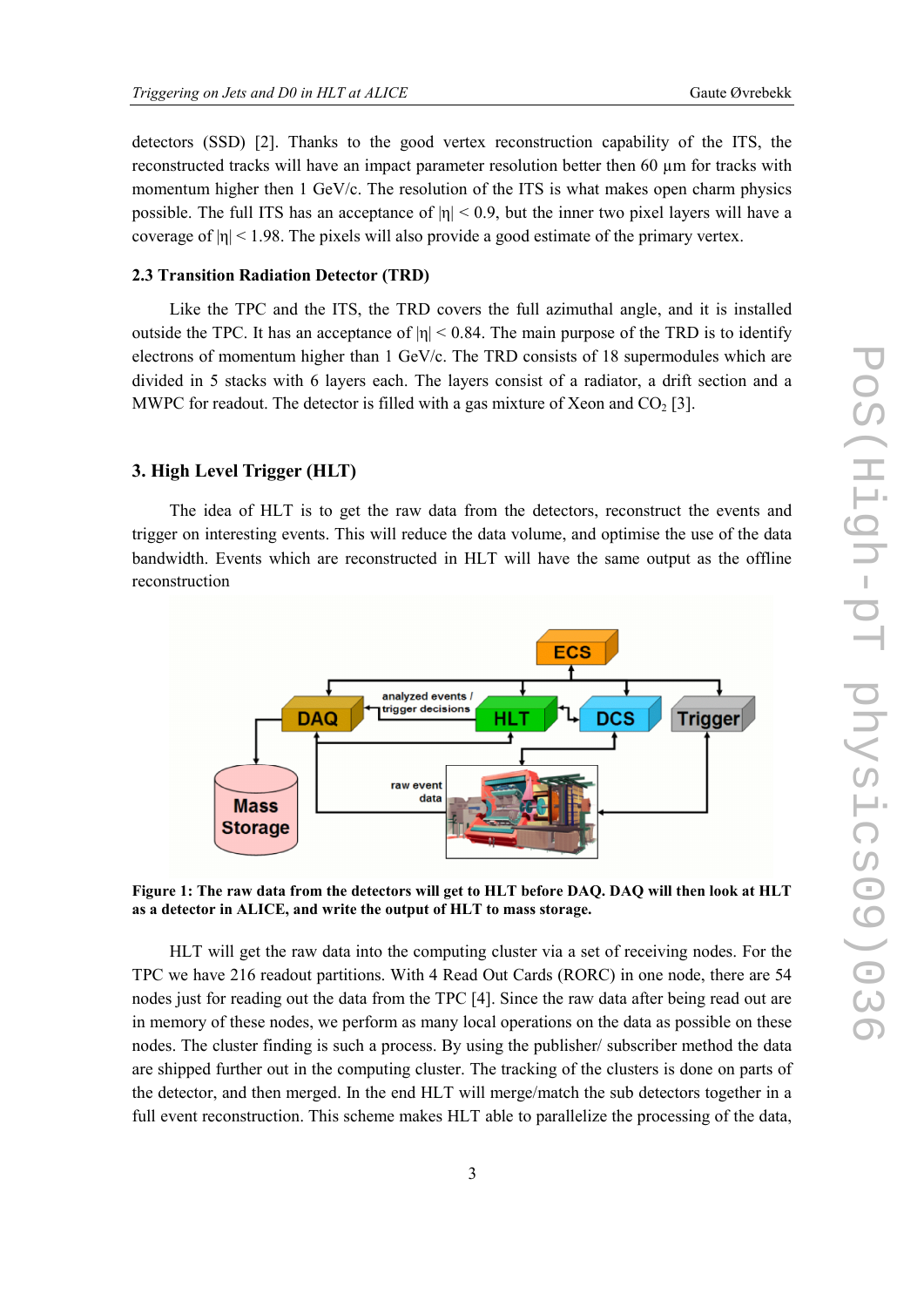detectors (SSD) [2]. Thanks to the good vertex reconstruction capability of the ITS, the reconstructed tracks will have an impact parameter resolution better then 60 µm for tracks with momentum higher then 1 GeV/c. The resolution of the ITS is what makes open charm physics possible. The full ITS has an acceptance of $|\eta| < 0.9$, but the inner two pixel layers will have a coverage of $|\eta| < 1.98$. The pixels will also provide a good estimate of the primary vertex.

### 2.3 Transition Radiation Detector (TRD)

Like the TPC and the ITS, the TRD covers the full azimuthal angle, and it is installed outside the TPC. It has an acceptance of $|\eta| < 0.84$. The main purpose of the TRD is to identify electrons of momentum higher than 1 GeV/c. The TRD consists of 18 supermodules which are divided in 5 stacks with 6 layers each. The layers consist of a radiator, a drift section and a MWPC for readout. The detector is filled with a gas mixture of Xeon and $CO_2$ [3].

## 3. High Level Trigger (HLT)

The idea of HLT is to get the raw data from the detectors, reconstruct the events and trigger on interesting events. This will reduce the data volume, and optimise the use of the data bandwidth. Events which are reconstructed in HLT will have the same output as the offline reconstruction

**Figure 1: The raw data from the detectors will get to HLT before DAQ. DAQ will then look at HLT as a detector in ALICE, and write the output of HLT to mass storage.**

HLT will get the raw data into the computing cluster via a set of receiving nodes. For the TPC we have 216 readout partitions. With 4 Read Out Cards (RORC) in one node, there are 54 nodes just for reading out the data from the TPC [4]. Since the raw data after being read out are in memory of these nodes, we perform as many local operations on the data as possible on these nodes. The cluster finding is such a process. By using the publisher/ subscriber method the data are shipped further out in the computing cluster. The tracking of the clusters is done on parts of the detector, and then merged. In the end HLT will merge/match the sub detectors together in a full event reconstruction. This scheme makes HLT able to parallelize the processing of the data,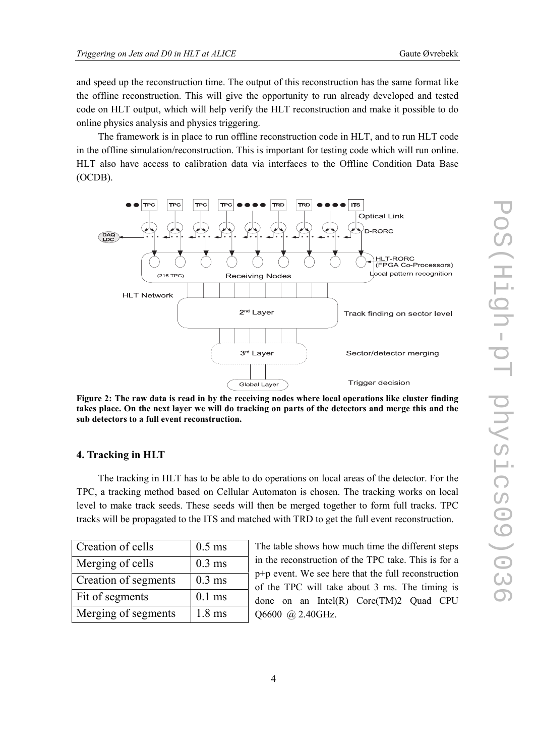and speed up the reconstruction time. The output of this reconstruction has the same format like the offline reconstruction. This will give the opportunity to run already developed and tested code on HLT output, which will help verify the HLT reconstruction and make it possible to do online physics analysis and physics triggering.

The framework is in place to run offline reconstruction code in HLT, and to run HLT code in the offline simulation/reconstruction. This is important for testing code which will run online. HLT also have access to calibration data via interfaces to the Offline Condition Data Base (OCDB).

**Figure 2: The raw data is read in by the receiving nodes where local operations like cluster finding takes place. On the next layer we will do tracking on parts of the detectors and merge this and the sub detectors to a full event reconstruction.**

## 4. Tracking in HLT

The tracking in HLT has to be able to do operations on local areas of the detector. For the TPC, a tracking method based on Cellular Automaton is chosen. The tracking works on local level to make track seeds. These seeds will then be merged together to form full tracks. TPC tracks will be propagated to the ITS and matched with TRD to get the full event reconstruction.

| Creation of cells | 0.5 ms |
|---|---|
| Merging of cells | 0.3 ms |
| Creation of segments | 0.3 ms |
| Fit of segments | 0.1 ms |
| Merging of segments | 1.8 ms |

The table shows how much time the different steps in the reconstruction of the TPC take. This is for a p+p event. We see here that the full reconstruction of the TPC will take about 3 ms. The timing is done on an Intel(R) Core(TM)2 Quad CPU Q6600 @ 2.40GHz.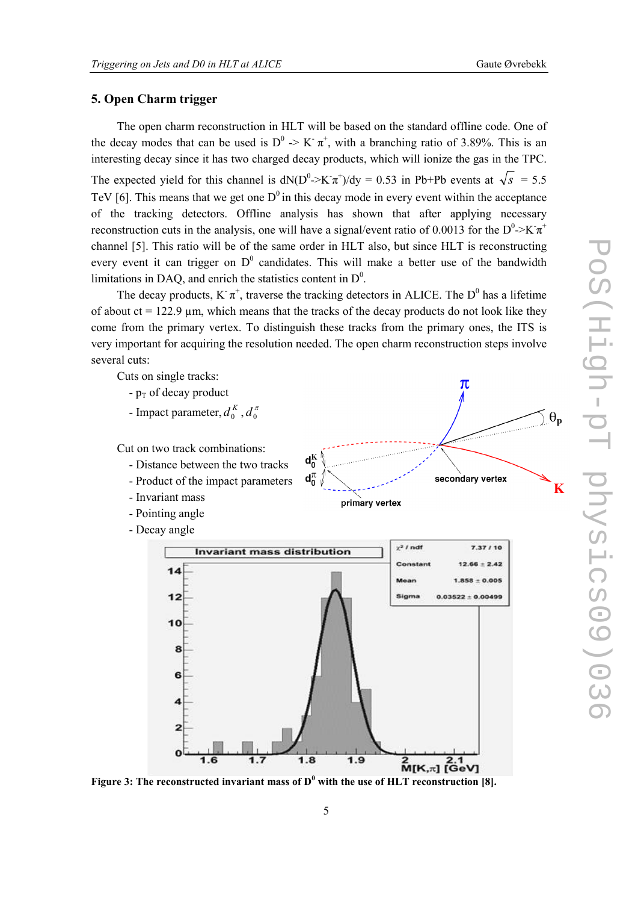## 5. Open Charm trigger

The open charm reconstruction in HLT will be based on the standard offline code. One of the decay modes that can be used is $D^0 \rightarrow K^- \pi^+$, with a branching ratio of 3.89%. This is an interesting decay since it has two charged decay products, which will ionize the gas in the TPC. The expected yield for this channel is $dN(D^0 \rightarrow K^-\pi^+)/dy = 0.53$ in Pb+Pb events at $\sqrt{s} = 5.5$ TeV [6]. This means that we get one $D^0$ in this decay mode in every event within the acceptance of the tracking detectors. Offline analysis has shown that after applying necessary reconstruction cuts in the analysis, one will have a signal/event ratio of 0.0013 for the $D^0 \rightarrow K^-\pi^+$ channel [5]. This ratio will be of the same order in HLT also, but since HLT is reconstructing every event it can trigger on $D^0$ candidates. This will make a better use of the bandwidth limitations in DAQ, and enrich the statistics content in $D^0$.

The decay products, $K^-\pi^+$, traverse the tracking detectors in ALICE. The $D^0$ has a lifetime of about $c\tau = 122.9$ µm, which means that the tracks of the decay products do not look like they come from the primary vertex. To distinguish these tracks from the primary ones, the ITS is very important for acquiring the resolution needed. The open charm reconstruction steps involve several cuts:

Cuts on single tracks:
- $p_T$ of decay product
- Impact parameter, $d_0^K$, $d_0^\pi$

Cut on two track combinations:
- Distance between the two tracks
- Product of the impact parameters
- Invariant mass
- Pointing angle
- Decay angle

**Figure 3: The reconstructed invariant mass of $D^0$ with the use of HLT reconstruction [8].**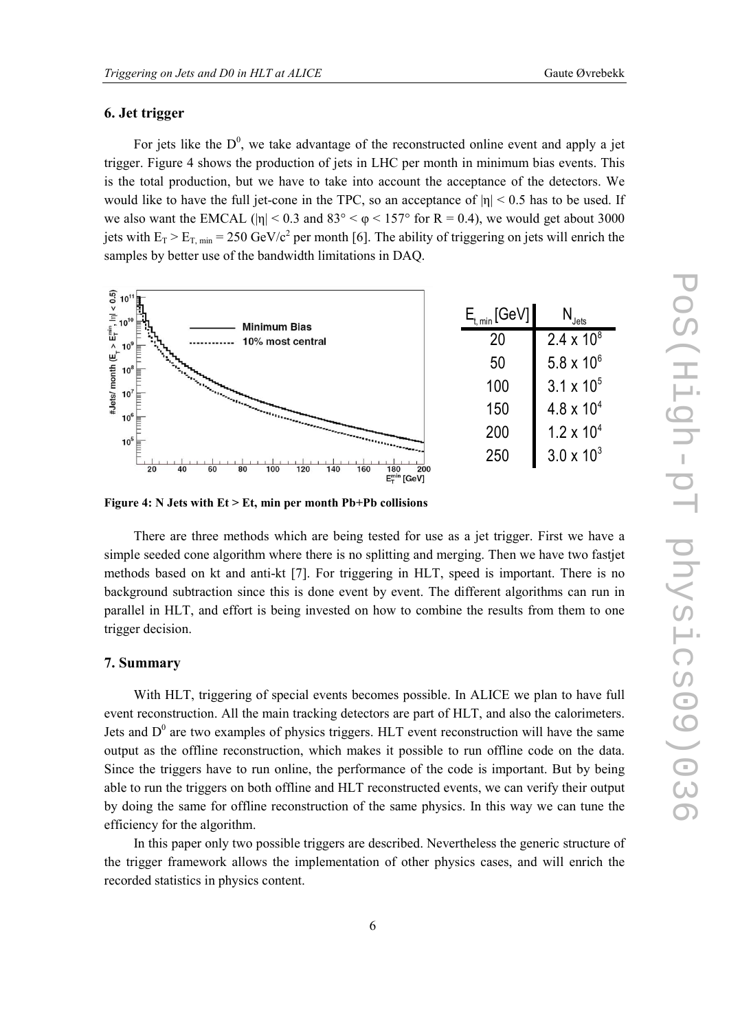## 6. Jet trigger

For jets like the $D^0$, we take advantage of the reconstructed online event and apply a jet trigger. Figure 4 shows the production of jets in LHC per month in minimum bias events. This is the total production, but we have to take into account the acceptance of the detectors. We would like to have the full jet-cone in the TPC, so an acceptance of $|\eta| < 0.5$ has to be used. If we also want the EMCAL ($|\eta| < 0.3$ and $83° < \varphi < 157°$ for $R = 0.4$), we would get about 3000 jets with $E_T > E_{T,\,min} = 250$ GeV/$c^2$ per month [6]. The ability of triggering on jets will enrich the samples by better use of the bandwidth limitations in DAQ.

| $E_{t,\,min}$ [GeV] | $N_{Jets}$ |
|---|---|
| 20 | $2.4 \times 10^8$ |
| 50 | $5.8 \times 10^6$ |
| 100 | $3.1 \times 10^5$ |
| 150 | $4.8 \times 10^4$ |
| 200 | $1.2 \times 10^4$ |
| 250 | $3.0 \times 10^3$ |

**Figure 4: N Jets with Et > Et, min per month Pb+Pb collisions**

There are three methods which are being tested for use as a jet trigger. First we have a simple seeded cone algorithm where there is no splitting and merging. Then we have two fastjet methods based on kt and anti-kt [7]. For triggering in HLT, speed is important. There is no background subtraction since this is done event by event. The different algorithms can run in parallel in HLT, and effort is being invested on how to combine the results from them to one trigger decision.

## 7. Summary

With HLT, triggering of special events becomes possible. In ALICE we plan to have full event reconstruction. All the main tracking detectors are part of HLT, and also the calorimeters. Jets and $D^0$ are two examples of physics triggers. HLT event reconstruction will have the same output as the offline reconstruction, which makes it possible to run offline code on the data. Since the triggers have to run online, the performance of the code is important. But by being able to run the triggers on both offline and HLT reconstructed events, we can verify their output by doing the same for offline reconstruction of the same physics. In this way we can tune the efficiency for the algorithm.

In this paper only two possible triggers are described. Nevertheless the generic structure of the trigger framework allows the implementation of other physics cases, and will enrich the recorded statistics in physics content.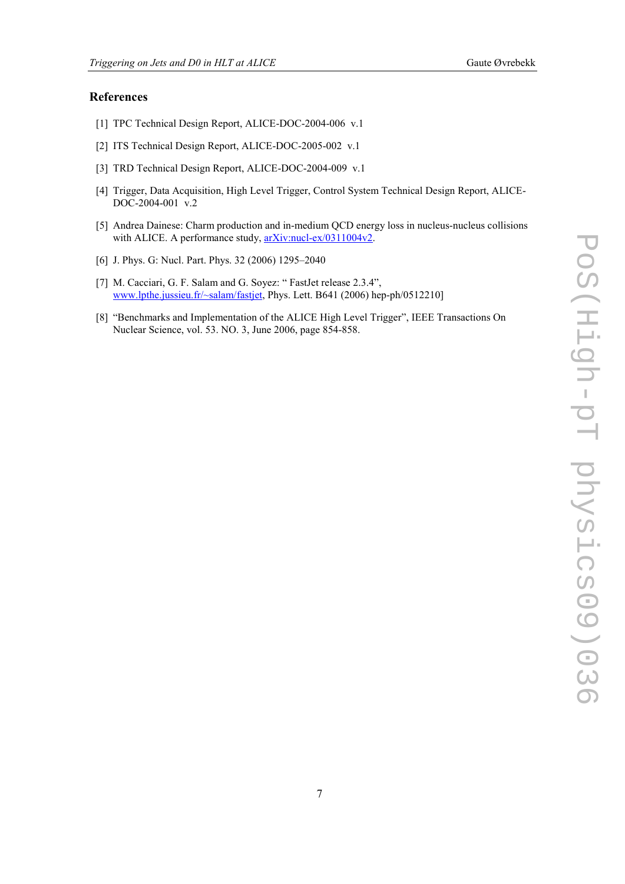## References

[1] TPC Technical Design Report, ALICE-DOC-2004-006 v.1

[2] ITS Technical Design Report, ALICE-DOC-2005-002 v.1

[3] TRD Technical Design Report, ALICE-DOC-2004-009 v.1

[4] Trigger, Data Acquisition, High Level Trigger, Control System Technical Design Report, ALICE-DOC-2004-001 v.2

[5] Andrea Dainese: Charm production and in-medium QCD energy loss in nucleus-nucleus collisions with ALICE. A performance study, arXiv:nucl-ex/0311004v2.

[6] J. Phys. G: Nucl. Part. Phys. 32 (2006) 1295–2040

[7] M. Cacciari, G. F. Salam and G. Soyez: " FastJet release 2.3.4", www.lpthe.jussieu.fr/~salam/fastjet, Phys. Lett. B641 (2006) hep-ph/0512210]

[8] "Benchmarks and Implementation of the ALICE High Level Trigger", IEEE Transactions On Nuclear Science, vol. 53. NO. 3, June 2006, page 854-858.